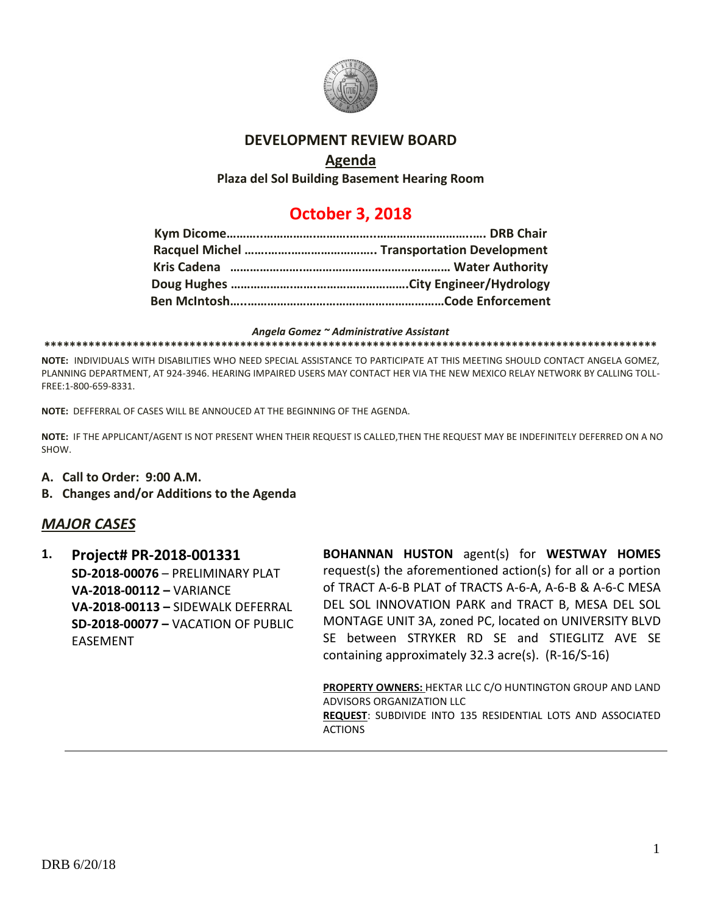# DEVELOPMENT REVIEW BOARD

## Agenda

**Plaza del Sol Building Basement Hearing Room**

## October 3, 2018

**Kym Dicome………………………………………………………………. DRB Chair**
**Racquel Michel ………………………………. Transportation Development**
**Kris Cadena ……………………………………………………… Water Authority**
**Doug Hughes ……………………………………………City Engineer/Hydrology**
**Ben McIntosh…………………………………………………………Code Enforcement**

***Angela Gomez ~ Administrative Assistant***

**\*\*\*\*\*\*\*\*\*\*\*\*\*\*\*\*\*\*\*\*\*\*\*\*\*\*\*\*\*\*\*\*\*\*\*\*\*\*\*\*\*\*\*\*\*\*\*\*\*\*\*\*\*\*\*\*\*\*\*\*\*\*\*\*\*\*\*\*\*\*\*\*\*\*\*\*\*\*\*\*\*\*\*\*\*\*\*\*\*\*\*\*\***

**NOTE:** INDIVIDUALS WITH DISABILITIES WHO NEED SPECIAL ASSISTANCE TO PARTICIPATE AT THIS MEETING SHOULD CONTACT ANGELA GOMEZ, PLANNING DEPARTMENT, AT 924-3946. HEARING IMPAIRED USERS MAY CONTACT HER VIA THE NEW MEXICO RELAY NETWORK BY CALLING TOLL-FREE:1-800-659-8331.

**NOTE:** DEFFERRAL OF CASES WILL BE ANNOUCED AT THE BEGINNING OF THE AGENDA.

**NOTE:** IF THE APPLICANT/AGENT IS NOT PRESENT WHEN THEIR REQUEST IS CALLED,THEN THE REQUEST MAY BE INDEFINITELY DEFERRED ON A NO SHOW.

**A. Call to Order: 9:00 A.M.**
**B. Changes and/or Additions to the Agenda**

## *MAJOR CASES*

**1. Project# PR-2018-001331**
**SD-2018-00076** – PRELIMINARY PLAT
**VA-2018-00112 –** VARIANCE
**VA-2018-00113 –** SIDEWALK DEFERRAL
**SD-2018-00077 –** VACATION OF PUBLIC EASEMENT

**BOHANNAN HUSTON** agent(s) for **WESTWAY HOMES** request(s) the aforementioned action(s) for all or a portion of TRACT A-6-B PLAT of TRACTS A-6-A, A-6-B & A-6-C MESA DEL SOL INNOVATION PARK and TRACT B, MESA DEL SOL MONTAGE UNIT 3A, zoned PC, located on UNIVERSITY BLVD SE between STRYKER RD SE and STIEGLITZ AVE SE containing approximately 32.3 acre(s). (R-16/S-16)

**PROPERTY OWNERS:** HEKTAR LLC C/O HUNTINGTON GROUP AND LAND ADVISORS ORGANIZATION LLC
**REQUEST**: SUBDIVIDE INTO 135 RESIDENTIAL LOTS AND ASSOCIATED ACTIONS

---

DRB 6/20/18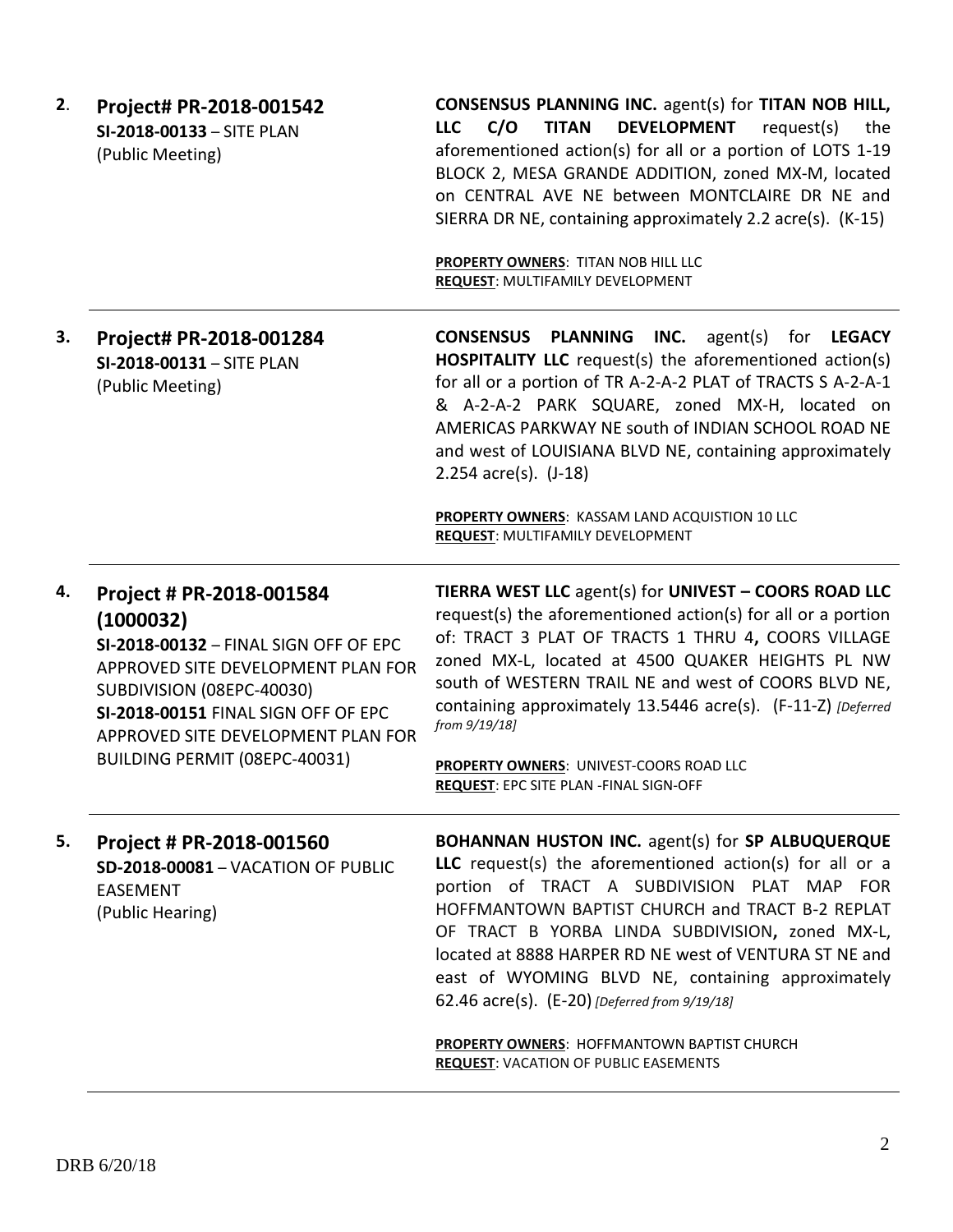**2. Project# PR-2018-001542**
**SI-2018-00133** – SITE PLAN
(Public Meeting)

**CONSENSUS PLANNING INC.** agent(s) for **TITAN NOB HILL, LLC C/O TITAN DEVELOPMENT** request(s) the aforementioned action(s) for all or a portion of LOTS 1-19 BLOCK 2, MESA GRANDE ADDITION, zoned MX-M, located on CENTRAL AVE NE between MONTCLAIRE DR NE and SIERRA DR NE, containing approximately 2.2 acre(s). (K-15)

**PROPERTY OWNERS**: TITAN NOB HILL LLC
**REQUEST**: MULTIFAMILY DEVELOPMENT

---

**3. Project# PR-2018-001284**
**SI-2018-00131** – SITE PLAN
(Public Meeting)

**CONSENSUS PLANNING INC.** agent(s) for **LEGACY HOSPITALITY LLC** request(s) the aforementioned action(s) for all or a portion of TR A-2-A-2 PLAT of TRACTS S A-2-A-1 & A-2-A-2 PARK SQUARE, zoned MX-H, located on AMERICAS PARKWAY NE south of INDIAN SCHOOL ROAD NE and west of LOUISIANA BLVD NE, containing approximately 2.254 acre(s). (J-18)

**PROPERTY OWNERS**: KASSAM LAND ACQUISTION 10 LLC
**REQUEST**: MULTIFAMILY DEVELOPMENT

---

**4. Project # PR-2018-001584 (1000032)**
**SI-2018-00132** – FINAL SIGN OFF OF EPC APPROVED SITE DEVELOPMENT PLAN FOR SUBDIVISION (08EPC-40030)
**SI-2018-00151** FINAL SIGN OFF OF EPC APPROVED SITE DEVELOPMENT PLAN FOR BUILDING PERMIT (08EPC-40031)

**TIERRA WEST LLC** agent(s) for **UNIVEST – COORS ROAD LLC** request(s) the aforementioned action(s) for all or a portion of: TRACT 3 PLAT OF TRACTS 1 THRU 4**,** COORS VILLAGE zoned MX-L, located at 4500 QUAKER HEIGHTS PL NW south of WESTERN TRAIL NE and west of COORS BLVD NE, containing approximately 13.5446 acre(s). (F-11-Z) *[Deferred from 9/19/18]*

**PROPERTY OWNERS**: UNIVEST-COORS ROAD LLC
**REQUEST**: EPC SITE PLAN -FINAL SIGN-OFF

---

**5. Project # PR-2018-001560**
**SD-2018-00081** – VACATION OF PUBLIC EASEMENT
(Public Hearing)

**BOHANNAN HUSTON INC.** agent(s) for **SP ALBUQUERQUE LLC** request(s) the aforementioned action(s) for all or a portion of TRACT A SUBDIVISION PLAT MAP FOR HOFFMANTOWN BAPTIST CHURCH and TRACT B-2 REPLAT OF TRACT B YORBA LINDA SUBDIVISION**,** zoned MX-L, located at 8888 HARPER RD NE west of VENTURA ST NE and east of WYOMING BLVD NE, containing approximately 62.46 acre(s). (E-20) *[Deferred from 9/19/18]*

**PROPERTY OWNERS**: HOFFMANTOWN BAPTIST CHURCH
**REQUEST**: VACATION OF PUBLIC EASEMENTS

---

DRB 6/20/18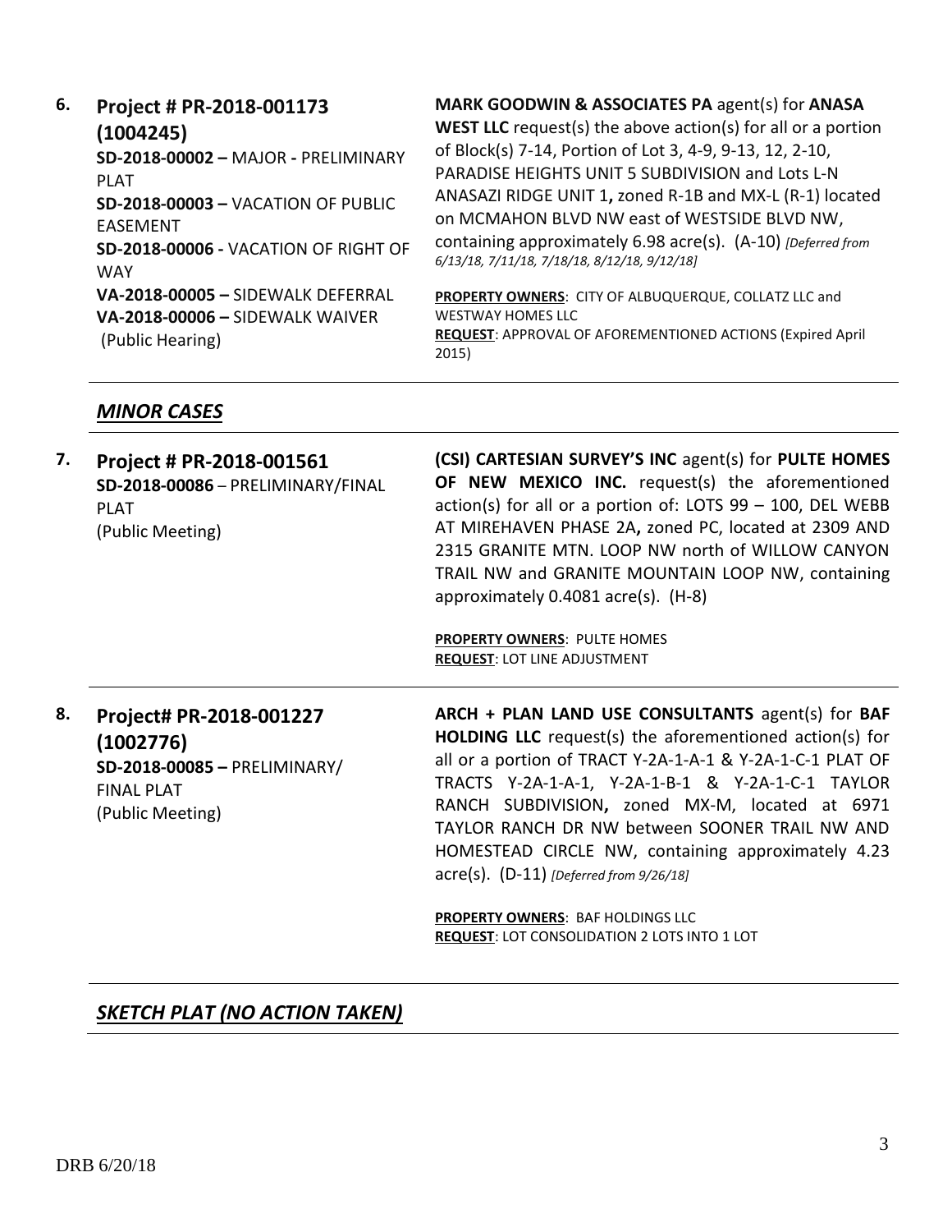| | | |
|---|---|---|
| **6.** | **Project # PR-2018-001173 (1004245)**<br>**SD-2018-00002 –** MAJOR **-** PRELIMINARY PLAT<br>**SD-2018-00003 –** VACATION OF PUBLIC EASEMENT<br>**SD-2018-00006 -** VACATION OF RIGHT OF WAY<br>**VA-2018-00005 –** SIDEWALK DEFERRAL<br>**VA-2018-00006 –** SIDEWALK WAIVER<br>(Public Hearing) | **MARK GOODWIN & ASSOCIATES PA** agent(s) for **ANASA WEST LLC** request(s) the above action(s) for all or a portion of Block(s) 7-14, Portion of Lot 3, 4-9, 9-13, 12, 2-10, PARADISE HEIGHTS UNIT 5 SUBDIVISION and Lots L-N ANASAZI RIDGE UNIT 1**,** zoned R-1B and MX-L (R-1) located on MCMAHON BLVD NW east of WESTSIDE BLVD NW, containing approximately 6.98 acre(s). (A-10) *[Deferred from 6/13/18, 7/11/18, 7/18/18, 8/12/18, 9/12/18]*<br><br>**PROPERTY OWNERS**: CITY OF ALBUQUERQUE, COLLATZ LLC and WESTWAY HOMES LLC<br>**REQUEST**: APPROVAL OF AFOREMENTIONED ACTIONS (Expired April 2015) |

## ***MINOR CASES***

| | | |
|---|---|---|
| **7.** | **Project # PR-2018-001561**<br>**SD-2018-00086** – PRELIMINARY/FINAL PLAT<br>(Public Meeting) | **(CSI) CARTESIAN SURVEY'S INC** agent(s) for **PULTE HOMES OF NEW MEXICO INC.** request(s) the aforementioned action(s) for all or a portion of: LOTS 99 – 100, DEL WEBB AT MIREHAVEN PHASE 2A**,** zoned PC, located at 2309 AND 2315 GRANITE MTN. LOOP NW north of WILLOW CANYON TRAIL NW and GRANITE MOUNTAIN LOOP NW, containing approximately 0.4081 acre(s). (H-8)<br><br>**PROPERTY OWNERS**: PULTE HOMES<br>**REQUEST**: LOT LINE ADJUSTMENT |
| **8.** | **Project# PR-2018-001227 (1002776)**<br>**SD-2018-00085 –** PRELIMINARY/ FINAL PLAT<br>(Public Meeting) | **ARCH + PLAN LAND USE CONSULTANTS** agent(s) for **BAF HOLDING LLC** request(s) the aforementioned action(s) for all or a portion of TRACT Y-2A-1-A-1 & Y-2A-1-C-1 PLAT OF TRACTS Y-2A-1-A-1, Y-2A-1-B-1 & Y-2A-1-C-1 TAYLOR RANCH SUBDIVISION**,** zoned MX-M, located at 6971 TAYLOR RANCH DR NW between SOONER TRAIL NW AND HOMESTEAD CIRCLE NW, containing approximately 4.23 acre(s). (D-11) *[Deferred from 9/26/18]*<br><br>**PROPERTY OWNERS**: BAF HOLDINGS LLC<br>**REQUEST**: LOT CONSOLIDATION 2 LOTS INTO 1 LOT |

## ***SKETCH PLAT (NO ACTION TAKEN)***

DRB 6/20/18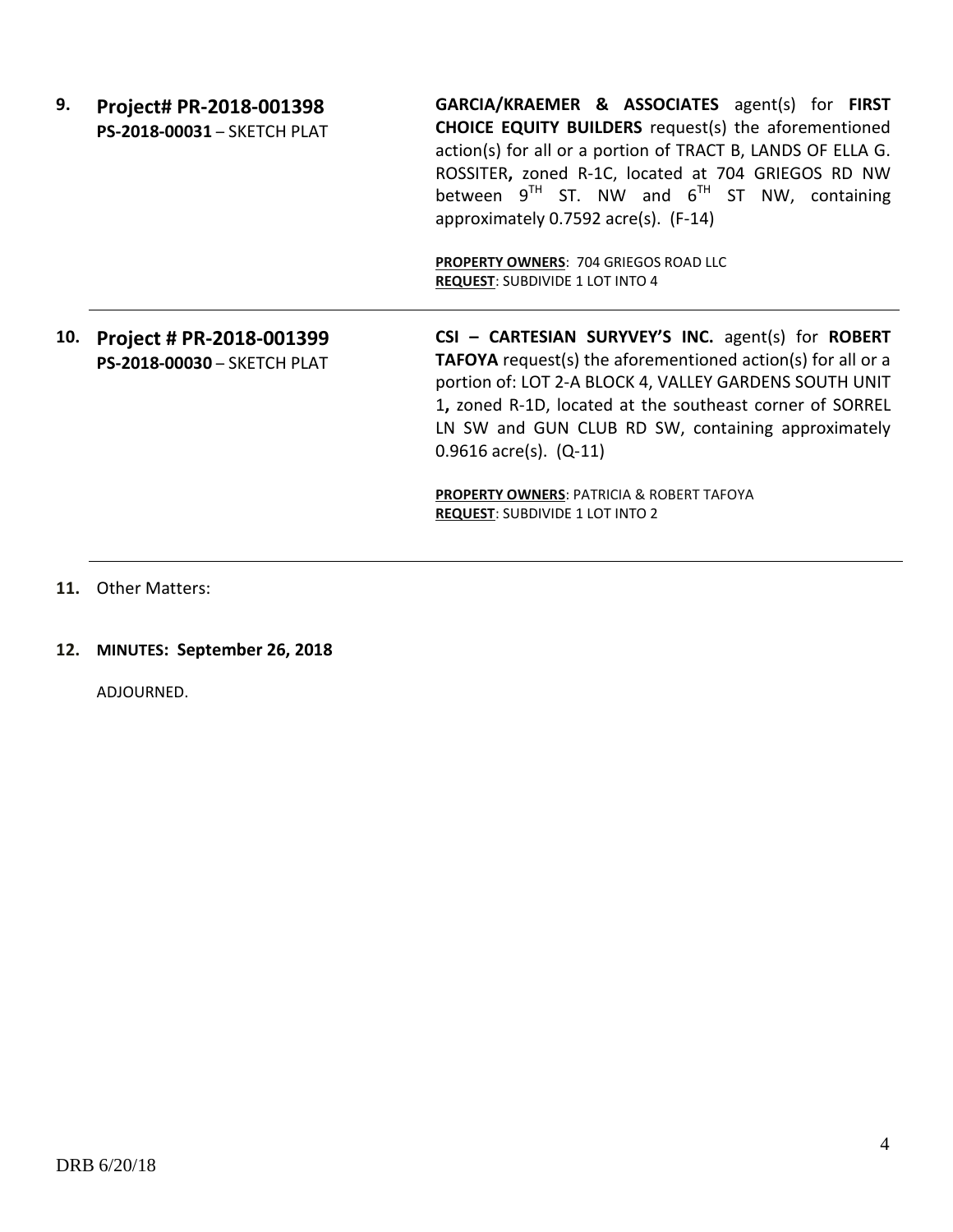**9. Project# PR-2018-001398**
**PS-2018-00031** – SKETCH PLAT

**GARCIA/KRAEMER & ASSOCIATES** agent(s) for **FIRST CHOICE EQUITY BUILDERS** request(s) the aforementioned action(s) for all or a portion of TRACT B, LANDS OF ELLA G. ROSSITER**,** zoned R-1C, located at 704 GRIEGOS RD NW between 9TH ST. NW and 6TH ST NW, containing approximately 0.7592 acre(s). (F-14)

**PROPERTY OWNERS**: 704 GRIEGOS ROAD LLC
**REQUEST**: SUBDIVIDE 1 LOT INTO 4

---

**10. Project # PR-2018-001399**
**PS-2018-00030** – SKETCH PLAT

**CSI – CARTESIAN SURYVEY'S INC.** agent(s) for **ROBERT TAFOYA** request(s) the aforementioned action(s) for all or a portion of: LOT 2-A BLOCK 4, VALLEY GARDENS SOUTH UNIT 1**,** zoned R-1D, located at the southeast corner of SORREL LN SW and GUN CLUB RD SW, containing approximately 0.9616 acre(s). (Q-11)

**PROPERTY OWNERS**: PATRICIA & ROBERT TAFOYA
**REQUEST**: SUBDIVIDE 1 LOT INTO 2

---

**11.** Other Matters:

**12. MINUTES: September 26, 2018**

ADJOURNED.

DRB 6/20/18